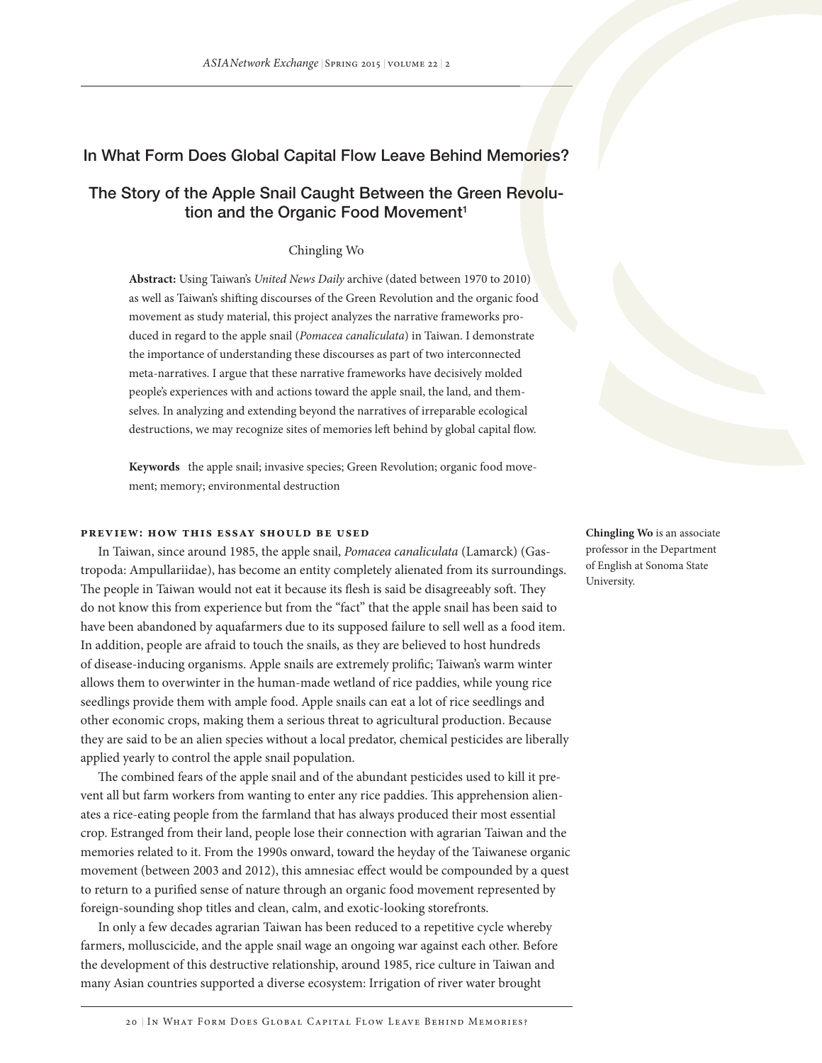# In What Form Does Global Capital Flow Leave Behind Memories?

## The Story of the Apple Snail Caught Between the Green Revolution and the Organic Food Movement[1]

Chingling Wo

**Abstract:** Using Taiwan's *United News Daily* archive (dated between 1970 to 2010) as well as Taiwan's shifting discourses of the Green Revolution and the organic food movement as study material, this project analyzes the narrative frameworks produced in regard to the apple snail (*Pomacea canaliculata*) in Taiwan. I demonstrate the importance of understanding these discourses as part of two interconnected meta-narratives. I argue that these narrative frameworks have decisively molded people's experiences with and actions toward the apple snail, the land, and themselves. In analyzing and extending beyond the narratives of irreparable ecological destructions, we may recognize sites of memories left behind by global capital flow.

**Keywords** the apple snail; invasive species; Green Revolution; organic food movement; memory; environmental destruction

**Chingling Wo** is an associate professor in the Department of English at Sonoma State University.

### Preview: How This Essay Should Be Used

In Taiwan, since around 1985, the apple snail, *Pomacea canaliculata* (Lamarck) (Gastropoda: Ampullariidae), has become an entity completely alienated from its surroundings. The people in Taiwan would not eat it because its flesh is said be disagreeably soft. They do not know this from experience but from the "fact" that the apple snail has been said to have been abandoned by aquafarmers due to its supposed failure to sell well as a food item. In addition, people are afraid to touch the snails, as they are believed to host hundreds of disease-inducing organisms. Apple snails are extremely prolific; Taiwan's warm winter allows them to overwinter in the human-made wetland of rice paddies, while young rice seedlings provide them with ample food. Apple snails can eat a lot of rice seedlings and other economic crops, making them a serious threat to agricultural production. Because they are said to be an alien species without a local predator, chemical pesticides are liberally applied yearly to control the apple snail population.

The combined fears of the apple snail and of the abundant pesticides used to kill it prevent all but farm workers from wanting to enter any rice paddies. This apprehension alienates a rice-eating people from the farmland that has always produced their most essential crop. Estranged from their land, people lose their connection with agrarian Taiwan and the memories related to it. From the 1990s onward, toward the heyday of the Taiwanese organic movement (between 2003 and 2012), this amnesiac effect would be compounded by a quest to return to a purified sense of nature through an organic food movement represented by foreign-sounding shop titles and clean, calm, and exotic-looking storefronts.

In only a few decades agrarian Taiwan has been reduced to a repetitive cycle whereby farmers, molluscicide, and the apple snail wage an ongoing war against each other. Before the development of this destructive relationship, around 1985, rice culture in Taiwan and many Asian countries supported a diverse ecosystem: Irrigation of river water brought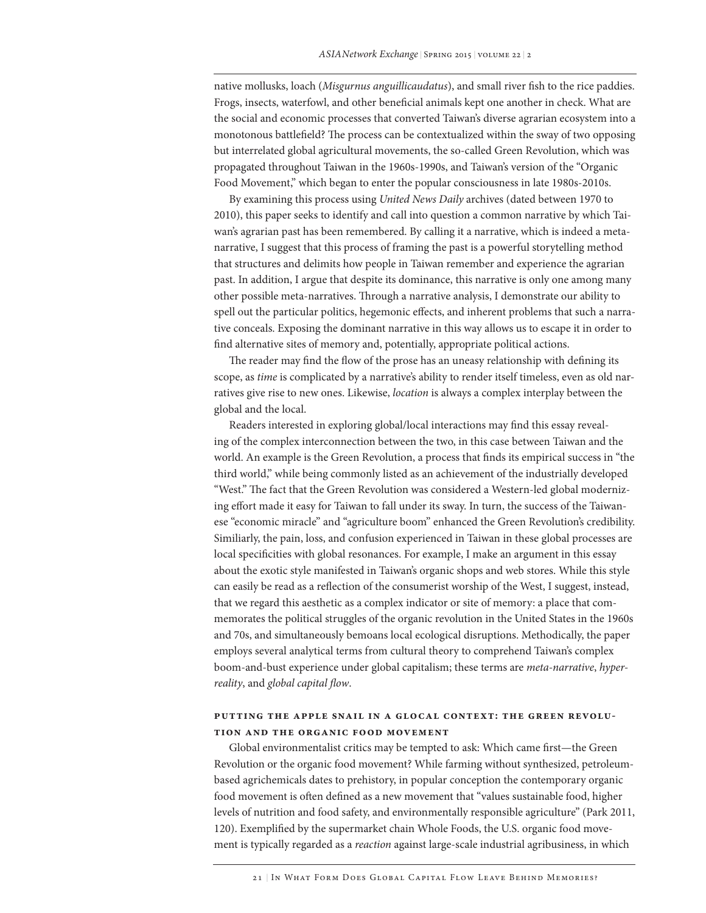native mollusks, loach (*Misgurnus anguillicaudatus*), and small river fish to the rice paddies. Frogs, insects, waterfowl, and other beneficial animals kept one another in check. What are the social and economic processes that converted Taiwan's diverse agrarian ecosystem into a monotonous battlefield? The process can be contextualized within the sway of two opposing but interrelated global agricultural movements, the so-called Green Revolution, which was propagated throughout Taiwan in the 1960s-1990s, and Taiwan's version of the "Organic Food Movement," which began to enter the popular consciousness in late 1980s-2010s.

By examining this process using *United News Daily* archives (dated between 1970 to 2010), this paper seeks to identify and call into question a common narrative by which Taiwan's agrarian past has been remembered. By calling it a narrative, which is indeed a meta-narrative, I suggest that this process of framing the past is a powerful storytelling method that structures and delimits how people in Taiwan remember and experience the agrarian past. In addition, I argue that despite its dominance, this narrative is only one among many other possible meta-narratives. Through a narrative analysis, I demonstrate our ability to spell out the particular politics, hegemonic effects, and inherent problems that such a narrative conceals. Exposing the dominant narrative in this way allows us to escape it in order to find alternative sites of memory and, potentially, appropriate political actions.

The reader may find the flow of the prose has an uneasy relationship with defining its scope, as *time* is complicated by a narrative's ability to render itself timeless, even as old narratives give rise to new ones. Likewise, *location* is always a complex interplay between the global and the local.

Readers interested in exploring global/local interactions may find this essay revealing of the complex interconnection between the two, in this case between Taiwan and the world. An example is the Green Revolution, a process that finds its empirical success in "the third world," while being commonly listed as an achievement of the industrially developed "West." The fact that the Green Revolution was considered a Western-led global modernizing effort made it easy for Taiwan to fall under its sway. In turn, the success of the Taiwanese "economic miracle" and "agriculture boom" enhanced the Green Revolution's credibility. Similiarly, the pain, loss, and confusion experienced in Taiwan in these global processes are local specificities with global resonances. For example, I make an argument in this essay about the exotic style manifested in Taiwan's organic shops and web stores. While this style can easily be read as a reflection of the consumerist worship of the West, I suggest, instead, that we regard this aesthetic as a complex indicator or site of memory: a place that commemorates the political struggles of the organic revolution in the United States in the 1960s and 70s, and simultaneously bemoans local ecological disruptions. Methodically, the paper employs several analytical terms from cultural theory to comprehend Taiwan's complex boom-and-bust experience under global capitalism; these terms are *meta-narrative*, *hyper-reality*, and *global capital flow*.

## Putting the Apple Snail in a Glocal Context: The Green Revolution and the Organic Food Movement

Global environmentalist critics may be tempted to ask: Which came first—the Green Revolution or the organic food movement? While farming without synthesized, petroleum-based agrichemicals dates to prehistory, in popular conception the contemporary organic food movement is often defined as a new movement that "values sustainable food, higher levels of nutrition and food safety, and environmentally responsible agriculture" (Park 2011, 120). Exemplified by the supermarket chain Whole Foods, the U.S. organic food movement is typically regarded as a *reaction* against large-scale industrial agribusiness, in which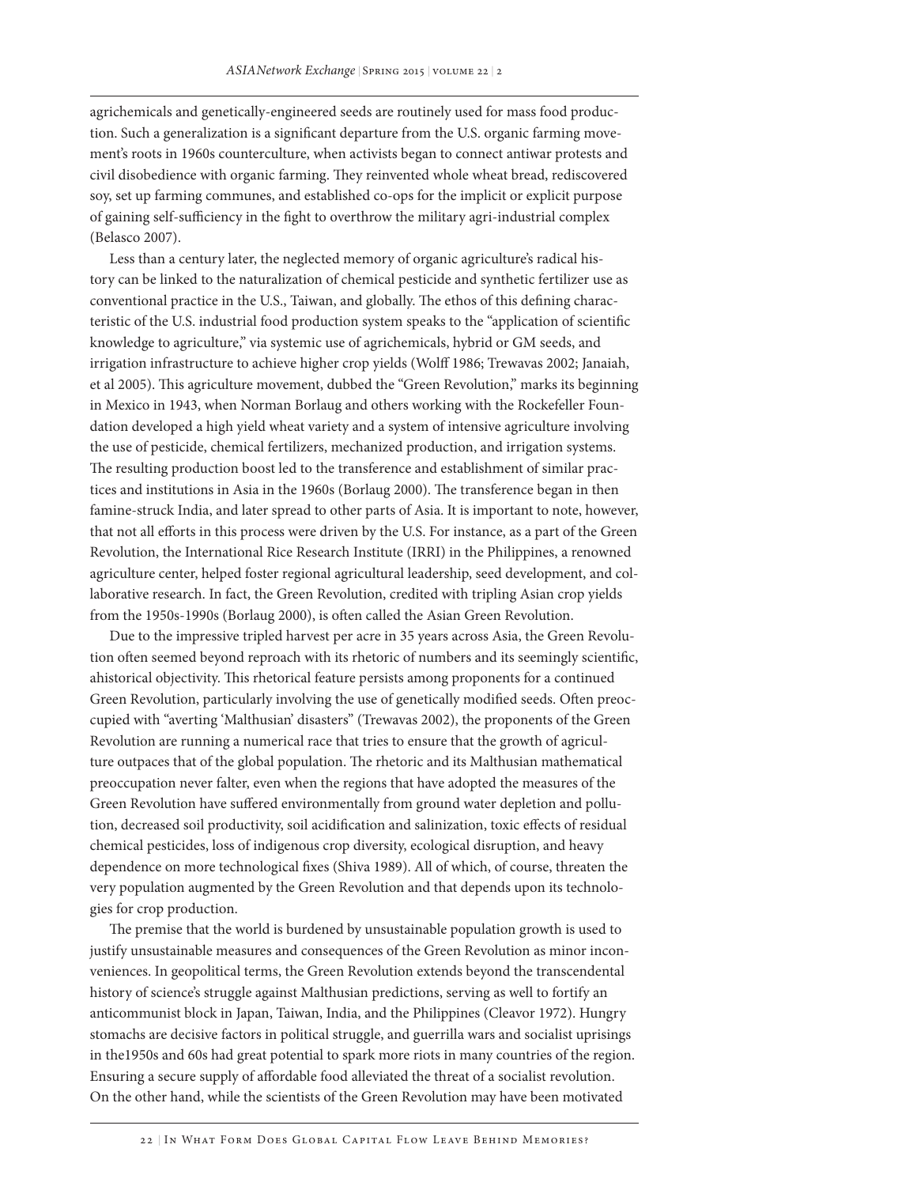agrichemicals and genetically-engineered seeds are routinely used for mass food production. Such a generalization is a significant departure from the U.S. organic farming movement's roots in 1960s counterculture, when activists began to connect antiwar protests and civil disobedience with organic farming. They reinvented whole wheat bread, rediscovered soy, set up farming communes, and established co-ops for the implicit or explicit purpose of gaining self-sufficiency in the fight to overthrow the military agri-industrial complex (Belasco 2007).

Less than a century later, the neglected memory of organic agriculture's radical history can be linked to the naturalization of chemical pesticide and synthetic fertilizer use as conventional practice in the U.S., Taiwan, and globally. The ethos of this defining characteristic of the U.S. industrial food production system speaks to the "application of scientific knowledge to agriculture," via systemic use of agrichemicals, hybrid or GM seeds, and irrigation infrastructure to achieve higher crop yields (Wolff 1986; Trewavas 2002; Janaiah, et al 2005). This agriculture movement, dubbed the "Green Revolution," marks its beginning in Mexico in 1943, when Norman Borlaug and others working with the Rockefeller Foundation developed a high yield wheat variety and a system of intensive agriculture involving the use of pesticide, chemical fertilizers, mechanized production, and irrigation systems. The resulting production boost led to the transference and establishment of similar practices and institutions in Asia in the 1960s (Borlaug 2000). The transference began in then famine-struck India, and later spread to other parts of Asia. It is important to note, however, that not all efforts in this process were driven by the U.S. For instance, as a part of the Green Revolution, the International Rice Research Institute (IRRI) in the Philippines, a renowned agriculture center, helped foster regional agricultural leadership, seed development, and collaborative research. In fact, the Green Revolution, credited with tripling Asian crop yields from the 1950s-1990s (Borlaug 2000), is often called the Asian Green Revolution.

Due to the impressive tripled harvest per acre in 35 years across Asia, the Green Revolution often seemed beyond reproach with its rhetoric of numbers and its seemingly scientific, ahistorical objectivity. This rhetorical feature persists among proponents for a continued Green Revolution, particularly involving the use of genetically modified seeds. Often preoccupied with "averting 'Malthusian' disasters" (Trewavas 2002), the proponents of the Green Revolution are running a numerical race that tries to ensure that the growth of agriculture outpaces that of the global population. The rhetoric and its Malthusian mathematical preoccupation never falter, even when the regions that have adopted the measures of the Green Revolution have suffered environmentally from ground water depletion and pollution, decreased soil productivity, soil acidification and salinization, toxic effects of residual chemical pesticides, loss of indigenous crop diversity, ecological disruption, and heavy dependence on more technological fixes (Shiva 1989). All of which, of course, threaten the very population augmented by the Green Revolution and that depends upon its technologies for crop production.

The premise that the world is burdened by unsustainable population growth is used to justify unsustainable measures and consequences of the Green Revolution as minor inconveniences. In geopolitical terms, the Green Revolution extends beyond the transcendental history of science's struggle against Malthusian predictions, serving as well to fortify an anticommunist block in Japan, Taiwan, India, and the Philippines (Cleavor 1972). Hungry stomachs are decisive factors in political struggle, and guerrilla wars and socialist uprisings in the1950s and 60s had great potential to spark more riots in many countries of the region. Ensuring a secure supply of affordable food alleviated the threat of a socialist revolution. On the other hand, while the scientists of the Green Revolution may have been motivated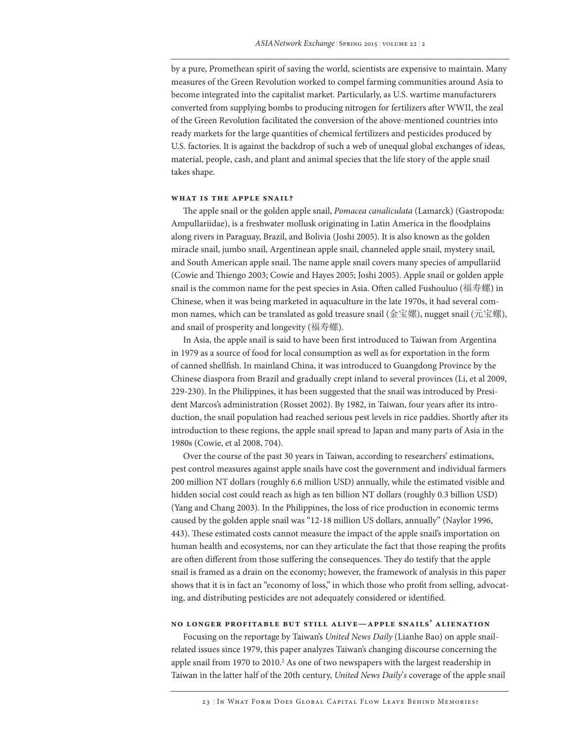by a pure, Promethean spirit of saving the world, scientists are expensive to maintain. Many measures of the Green Revolution worked to compel farming communities around Asia to become integrated into the capitalist market. Particularly, as U.S. wartime manufacturers converted from supplying bombs to producing nitrogen for fertilizers after WWII, the zeal of the Green Revolution facilitated the conversion of the above-mentioned countries into ready markets for the large quantities of chemical fertilizers and pesticides produced by U.S. factories. It is against the backdrop of such a web of unequal global exchanges of ideas, material, people, cash, and plant and animal species that the life story of the apple snail takes shape.

## What is the Apple Snail?

The apple snail or the golden apple snail, *Pomacea canaliculata* (Lamarck) (Gastropoda: Ampullariidae), is a freshwater mollusk originating in Latin America in the floodplains along rivers in Paraguay, Brazil, and Bolivia (Joshi 2005). It is also known as the golden miracle snail, jumbo snail, Argentinean apple snail, channeled apple snail, mystery snail, and South American apple snail. The name apple snail covers many species of ampullariid (Cowie and Thiengo 2003; Cowie and Hayes 2005; Joshi 2005). Apple snail or golden apple snail is the common name for the pest species in Asia. Often called Fushouluo (福寿螺) in Chinese, when it was being marketed in aquaculture in the late 1970s, it had several common names, which can be translated as gold treasure snail (金宝螺), nugget snail (元宝螺), and snail of prosperity and longevity (福寿螺).

In Asia, the apple snail is said to have been first introduced to Taiwan from Argentina in 1979 as a source of food for local consumption as well as for exportation in the form of canned shellfish. In mainland China, it was introduced to Guangdong Province by the Chinese diaspora from Brazil and gradually crept inland to several provinces (Li, et al 2009, 229-230). In the Philippines, it has been suggested that the snail was introduced by President Marcos's administration (Rosset 2002). By 1982, in Taiwan, four years after its introduction, the snail population had reached serious pest levels in rice paddies. Shortly after its introduction to these regions, the apple snail spread to Japan and many parts of Asia in the 1980s (Cowie, et al 2008, 704).

Over the course of the past 30 years in Taiwan, according to researchers' estimations, pest control measures against apple snails have cost the government and individual farmers 200 million NT dollars (roughly 6.6 million USD) annually, while the estimated visible and hidden social cost could reach as high as ten billion NT dollars (roughly 0.3 billion USD) (Yang and Chang 2003). In the Philippines, the loss of rice production in economic terms caused by the golden apple snail was "12-18 million US dollars, annually" (Naylor 1996, 443). These estimated costs cannot measure the impact of the apple snail's importation on human health and ecosystems, nor can they articulate the fact that those reaping the profits are often different from those suffering the consequences. They do testify that the apple snail is framed as a drain on the economy; however, the framework of analysis in this paper shows that it is in fact an "economy of loss," in which those who profit from selling, advocating, and distributing pesticides are not adequately considered or identified.

## No Longer Profitable but Still Alive—Apple Snails' Alienation

Focusing on the reportage by Taiwan's *United News Daily* (Lianhe Bao) on apple snail-related issues since 1979, this paper analyzes Taiwan's changing discourse concerning the apple snail from 1970 to 2010.[2] As one of two newspapers with the largest readership in Taiwan in the latter half of the 20th century, *United News Daily*'s coverage of the apple snail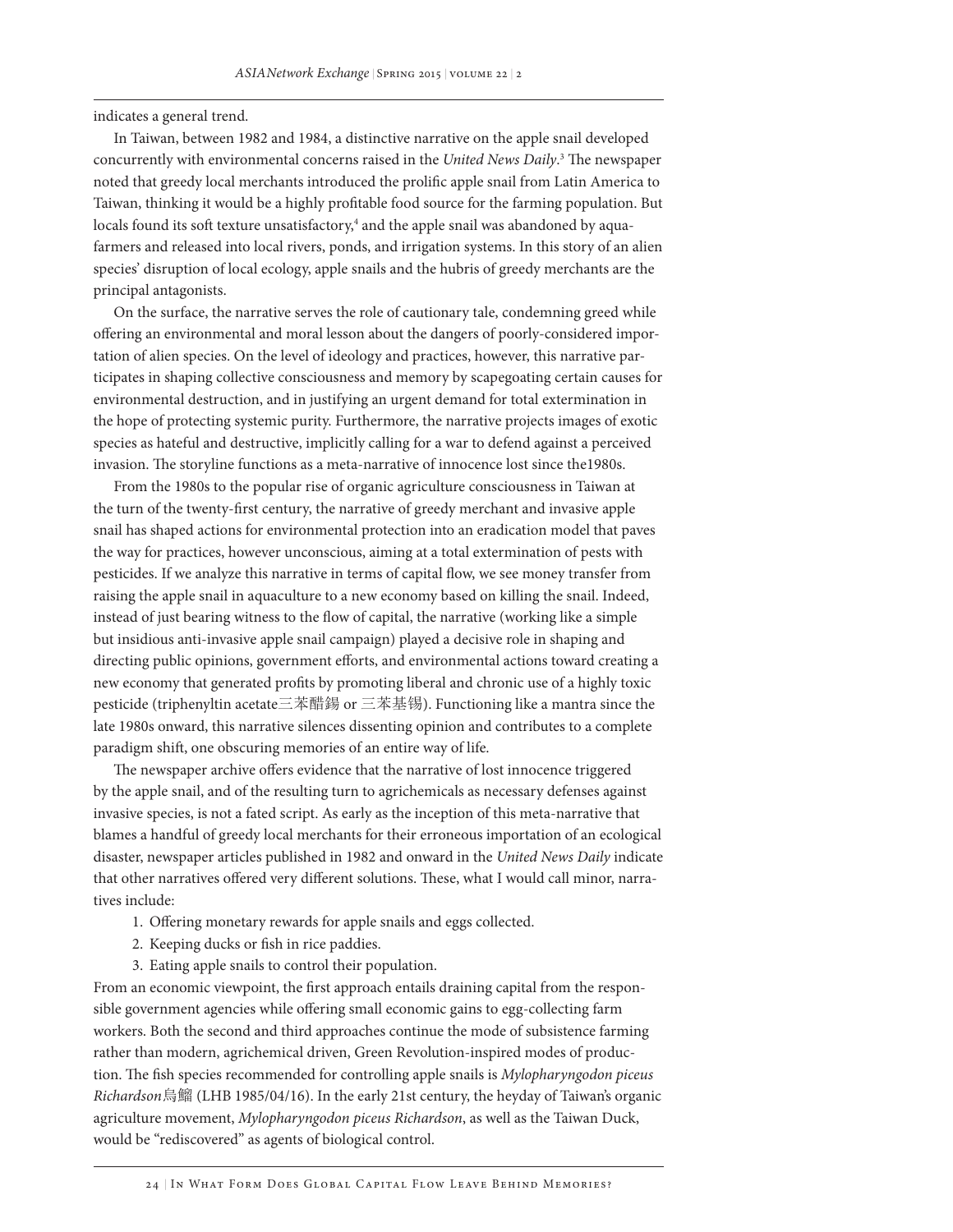indicates a general trend.

In Taiwan, between 1982 and 1984, a distinctive narrative on the apple snail developed concurrently with environmental concerns raised in the *United News Daily*.[3] The newspaper noted that greedy local merchants introduced the prolific apple snail from Latin America to Taiwan, thinking it would be a highly profitable food source for the farming population. But locals found its soft texture unsatisfactory,[4] and the apple snail was abandoned by aqua-farmers and released into local rivers, ponds, and irrigation systems. In this story of an alien species' disruption of local ecology, apple snails and the hubris of greedy merchants are the principal antagonists.

On the surface, the narrative serves the role of cautionary tale, condemning greed while offering an environmental and moral lesson about the dangers of poorly-considered importation of alien species. On the level of ideology and practices, however, this narrative participates in shaping collective consciousness and memory by scapegoating certain causes for environmental destruction, and in justifying an urgent demand for total extermination in the hope of protecting systemic purity. Furthermore, the narrative projects images of exotic species as hateful and destructive, implicitly calling for a war to defend against a perceived invasion. The storyline functions as a meta-narrative of innocence lost since the1980s.

From the 1980s to the popular rise of organic agriculture consciousness in Taiwan at the turn of the twenty-first century, the narrative of greedy merchant and invasive apple snail has shaped actions for environmental protection into an eradication model that paves the way for practices, however unconscious, aiming at a total extermination of pests with pesticides. If we analyze this narrative in terms of capital flow, we see money transfer from raising the apple snail in aquaculture to a new economy based on killing the snail. Indeed, instead of just bearing witness to the flow of capital, the narrative (working like a simple but insidious anti-invasive apple snail campaign) played a decisive role in shaping and directing public opinions, government efforts, and environmental actions toward creating a new economy that generated profits by promoting liberal and chronic use of a highly toxic pesticide (triphenyltin acetate三苯醋錫 or 三苯基锡). Functioning like a mantra since the late 1980s onward, this narrative silences dissenting opinion and contributes to a complete paradigm shift, one obscuring memories of an entire way of life.

The newspaper archive offers evidence that the narrative of lost innocence triggered by the apple snail, and of the resulting turn to agrichemicals as necessary defenses against invasive species, is not a fated script. As early as the inception of this meta-narrative that blames a handful of greedy local merchants for their erroneous importation of an ecological disaster, newspaper articles published in 1982 and onward in the *United News Daily* indicate that other narratives offered very different solutions. These, what I would call minor, narratives include:

1. Offering monetary rewards for apple snails and eggs collected.
2. Keeping ducks or fish in rice paddies.
3. Eating apple snails to control their population.

From an economic viewpoint, the first approach entails draining capital from the responsible government agencies while offering small economic gains to egg-collecting farm workers. Both the second and third approaches continue the mode of subsistence farming rather than modern, agrichemical driven, Green Revolution-inspired modes of production. The fish species recommended for controlling apple snails is *Mylopharyngodon piceus Richardson*烏鰡 (LHB 1985/04/16). In the early 21st century, the heyday of Taiwan's organic agriculture movement, *Mylopharyngodon piceus Richardson*, as well as the Taiwan Duck, would be "rediscovered" as agents of biological control.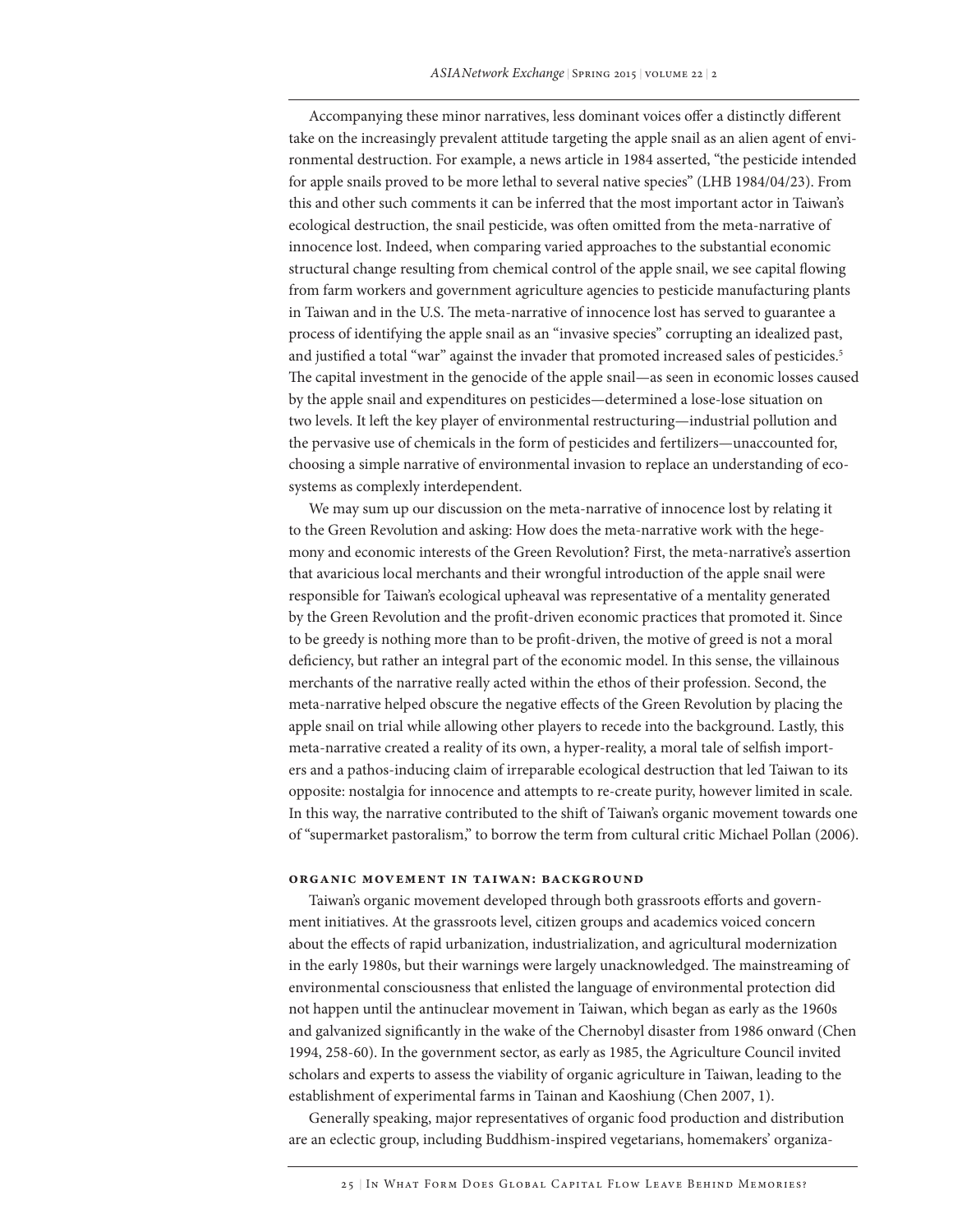Accompanying these minor narratives, less dominant voices offer a distinctly different take on the increasingly prevalent attitude targeting the apple snail as an alien agent of environmental destruction. For example, a news article in 1984 asserted, "the pesticide intended for apple snails proved to be more lethal to several native species" (LHB 1984/04/23). From this and other such comments it can be inferred that the most important actor in Taiwan's ecological destruction, the snail pesticide, was often omitted from the meta-narrative of innocence lost. Indeed, when comparing varied approaches to the substantial economic structural change resulting from chemical control of the apple snail, we see capital flowing from farm workers and government agriculture agencies to pesticide manufacturing plants in Taiwan and in the U.S. The meta-narrative of innocence lost has served to guarantee a process of identifying the apple snail as an "invasive species" corrupting an idealized past, and justified a total "war" against the invader that promoted increased sales of pesticides.[5] The capital investment in the genocide of the apple snail—as seen in economic losses caused by the apple snail and expenditures on pesticides—determined a lose-lose situation on two levels. It left the key player of environmental restructuring—industrial pollution and the pervasive use of chemicals in the form of pesticides and fertilizers—unaccounted for, choosing a simple narrative of environmental invasion to replace an understanding of ecosystems as complexly interdependent.

We may sum up our discussion on the meta-narrative of innocence lost by relating it to the Green Revolution and asking: How does the meta-narrative work with the hegemony and economic interests of the Green Revolution? First, the meta-narrative's assertion that avaricious local merchants and their wrongful introduction of the apple snail were responsible for Taiwan's ecological upheaval was representative of a mentality generated by the Green Revolution and the profit-driven economic practices that promoted it. Since to be greedy is nothing more than to be profit-driven, the motive of greed is not a moral deficiency, but rather an integral part of the economic model. In this sense, the villainous merchants of the narrative really acted within the ethos of their profession. Second, the meta-narrative helped obscure the negative effects of the Green Revolution by placing the apple snail on trial while allowing other players to recede into the background. Lastly, this meta-narrative created a reality of its own, a hyper-reality, a moral tale of selfish importers and a pathos-inducing claim of irreparable ecological destruction that led Taiwan to its opposite: nostalgia for innocence and attempts to re-create purity, however limited in scale. In this way, the narrative contributed to the shift of Taiwan's organic movement towards one of "supermarket pastoralism," to borrow the term from cultural critic Michael Pollan (2006).

## Organic Movement in Taiwan: Background

Taiwan's organic movement developed through both grassroots efforts and government initiatives. At the grassroots level, citizen groups and academics voiced concern about the effects of rapid urbanization, industrialization, and agricultural modernization in the early 1980s, but their warnings were largely unacknowledged. The mainstreaming of environmental consciousness that enlisted the language of environmental protection did not happen until the antinuclear movement in Taiwan, which began as early as the 1960s and galvanized significantly in the wake of the Chernobyl disaster from 1986 onward (Chen 1994, 258-60). In the government sector, as early as 1985, the Agriculture Council invited scholars and experts to assess the viability of organic agriculture in Taiwan, leading to the establishment of experimental farms in Tainan and Kaoshiung (Chen 2007, 1).

Generally speaking, major representatives of organic food production and distribution are an eclectic group, including Buddhism-inspired vegetarians, homemakers' organiza-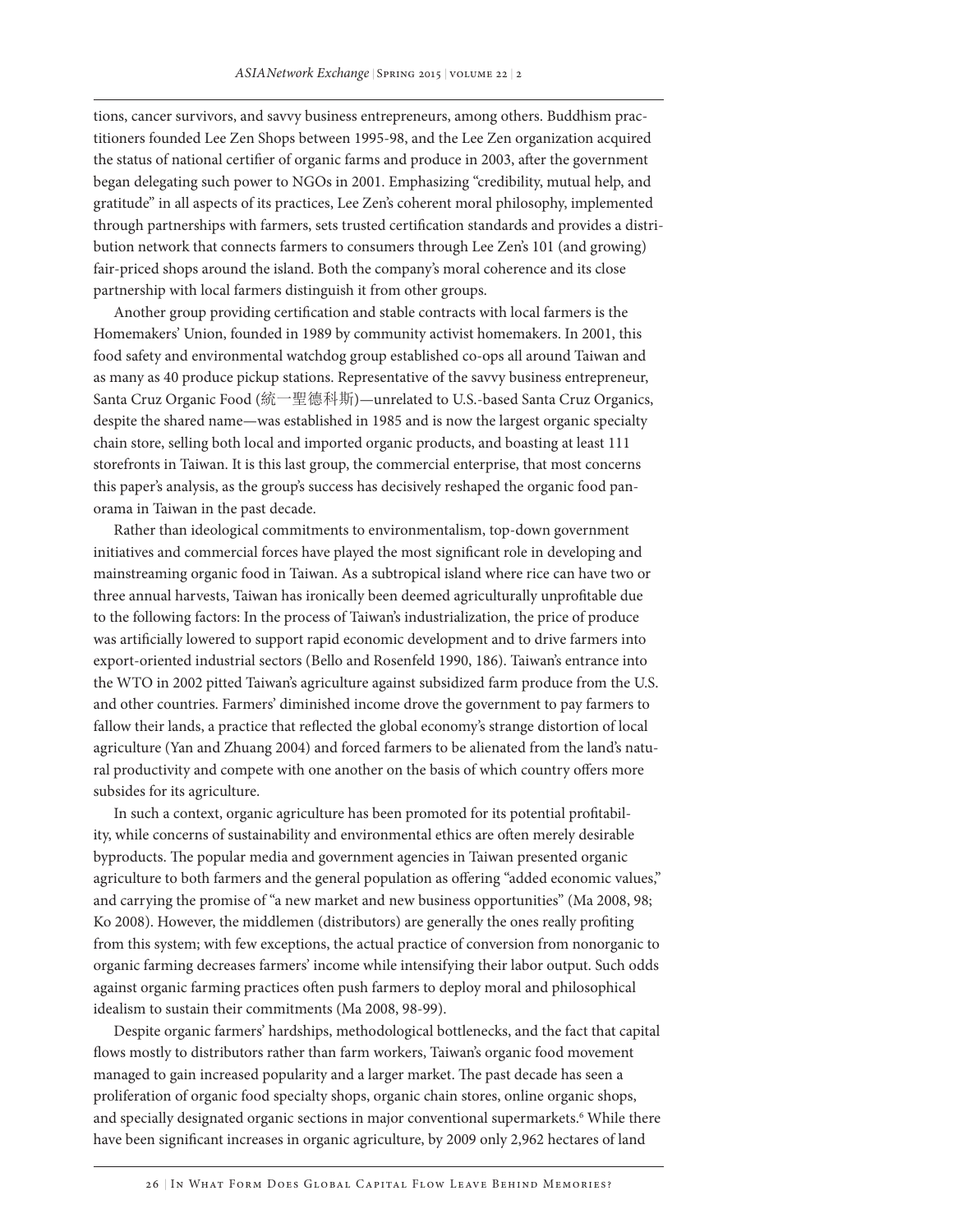tions, cancer survivors, and savvy business entrepreneurs, among others. Buddhism practitioners founded Lee Zen Shops between 1995-98, and the Lee Zen organization acquired the status of national certifier of organic farms and produce in 2003, after the government began delegating such power to NGOs in 2001. Emphasizing "credibility, mutual help, and gratitude" in all aspects of its practices, Lee Zen's coherent moral philosophy, implemented through partnerships with farmers, sets trusted certification standards and provides a distribution network that connects farmers to consumers through Lee Zen's 101 (and growing) fair-priced shops around the island. Both the company's moral coherence and its close partnership with local farmers distinguish it from other groups.

Another group providing certification and stable contracts with local farmers is the Homemakers' Union, founded in 1989 by community activist homemakers. In 2001, this food safety and environmental watchdog group established co-ops all around Taiwan and as many as 40 produce pickup stations. Representative of the savvy business entrepreneur, Santa Cruz Organic Food (統一聖德科斯)—unrelated to U.S.-based Santa Cruz Organics, despite the shared name—was established in 1985 and is now the largest organic specialty chain store, selling both local and imported organic products, and boasting at least 111 storefronts in Taiwan. It is this last group, the commercial enterprise, that most concerns this paper's analysis, as the group's success has decisively reshaped the organic food panorama in Taiwan in the past decade.

Rather than ideological commitments to environmentalism, top-down government initiatives and commercial forces have played the most significant role in developing and mainstreaming organic food in Taiwan. As a subtropical island where rice can have two or three annual harvests, Taiwan has ironically been deemed agriculturally unprofitable due to the following factors: In the process of Taiwan's industrialization, the price of produce was artificially lowered to support rapid economic development and to drive farmers into export-oriented industrial sectors (Bello and Rosenfeld 1990, 186). Taiwan's entrance into the WTO in 2002 pitted Taiwan's agriculture against subsidized farm produce from the U.S. and other countries. Farmers' diminished income drove the government to pay farmers to fallow their lands, a practice that reflected the global economy's strange distortion of local agriculture (Yan and Zhuang 2004) and forced farmers to be alienated from the land's natural productivity and compete with one another on the basis of which country offers more subsides for its agriculture.

In such a context, organic agriculture has been promoted for its potential profitability, while concerns of sustainability and environmental ethics are often merely desirable byproducts. The popular media and government agencies in Taiwan presented organic agriculture to both farmers and the general population as offering "added economic values," and carrying the promise of "a new market and new business opportunities" (Ma 2008, 98; Ko 2008). However, the middlemen (distributors) are generally the ones really profiting from this system; with few exceptions, the actual practice of conversion from nonorganic to organic farming decreases farmers' income while intensifying their labor output. Such odds against organic farming practices often push farmers to deploy moral and philosophical idealism to sustain their commitments (Ma 2008, 98-99).

Despite organic farmers' hardships, methodological bottlenecks, and the fact that capital flows mostly to distributors rather than farm workers, Taiwan's organic food movement managed to gain increased popularity and a larger market. The past decade has seen a proliferation of organic food specialty shops, organic chain stores, online organic shops, and specially designated organic sections in major conventional supermarkets.[6] While there have been significant increases in organic agriculture, by 2009 only 2,962 hectares of land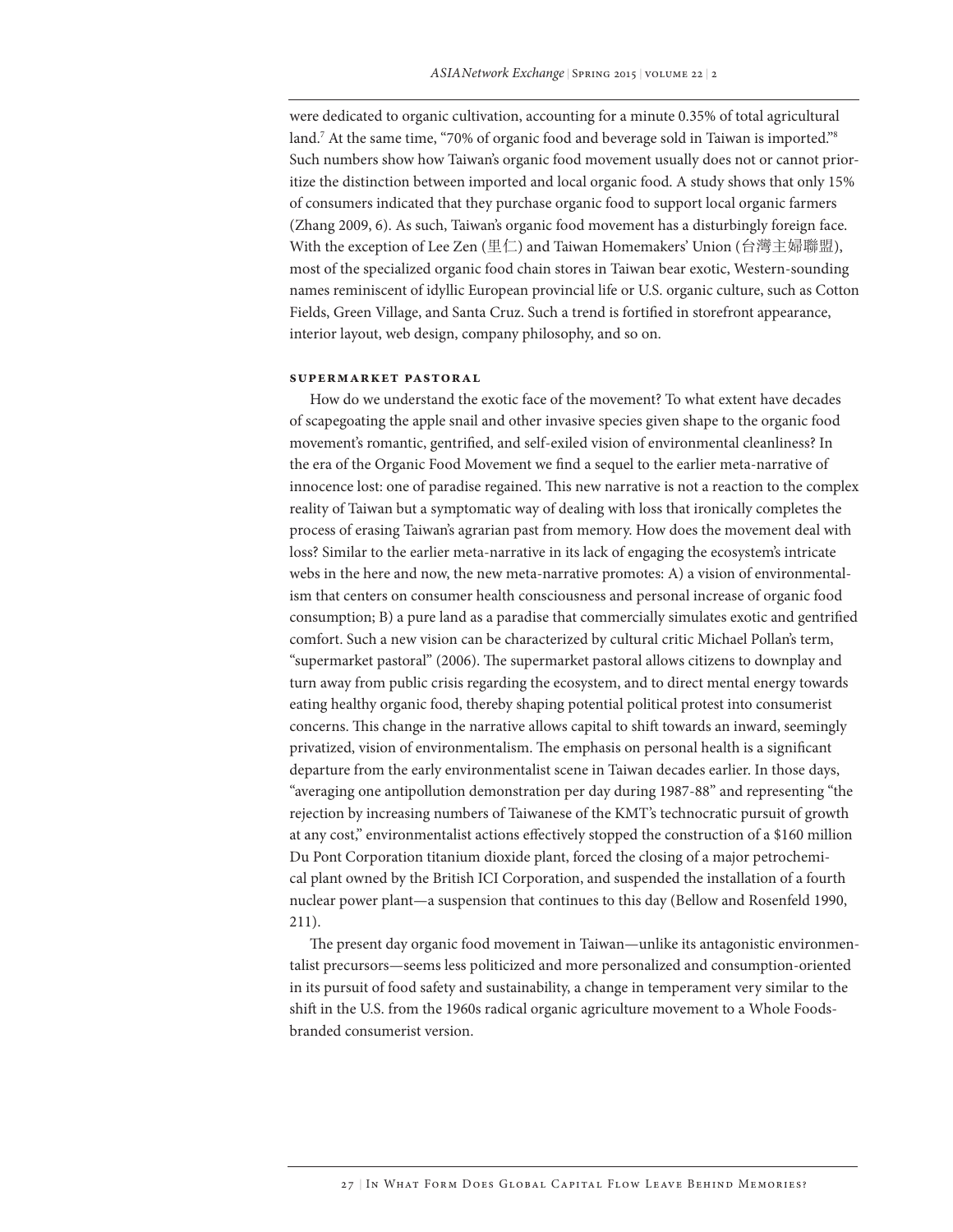were dedicated to organic cultivation, accounting for a minute 0.35% of total agricultural land.[7] At the same time, "70% of organic food and beverage sold in Taiwan is imported."[8] Such numbers show how Taiwan's organic food movement usually does not or cannot prioritize the distinction between imported and local organic food. A study shows that only 15% of consumers indicated that they purchase organic food to support local organic farmers (Zhang 2009, 6). As such, Taiwan's organic food movement has a disturbingly foreign face. With the exception of Lee Zen (里仁) and Taiwan Homemakers' Union (台灣主婦聯盟), most of the specialized organic food chain stores in Taiwan bear exotic, Western-sounding names reminiscent of idyllic European provincial life or U.S. organic culture, such as Cotton Fields, Green Village, and Santa Cruz. Such a trend is fortified in storefront appearance, interior layout, web design, company philosophy, and so on.

### Supermarket Pastoral

How do we understand the exotic face of the movement? To what extent have decades of scapegoating the apple snail and other invasive species given shape to the organic food movement's romantic, gentrified, and self-exiled vision of environmental cleanliness? In the era of the Organic Food Movement we find a sequel to the earlier meta-narrative of innocence lost: one of paradise regained. This new narrative is not a reaction to the complex reality of Taiwan but a symptomatic way of dealing with loss that ironically completes the process of erasing Taiwan's agrarian past from memory. How does the movement deal with loss? Similar to the earlier meta-narrative in its lack of engaging the ecosystem's intricate webs in the here and now, the new meta-narrative promotes: A) a vision of environmentalism that centers on consumer health consciousness and personal increase of organic food consumption; B) a pure land as a paradise that commercially simulates exotic and gentrified comfort. Such a new vision can be characterized by cultural critic Michael Pollan's term, "supermarket pastoral" (2006). The supermarket pastoral allows citizens to downplay and turn away from public crisis regarding the ecosystem, and to direct mental energy towards eating healthy organic food, thereby shaping potential political protest into consumerist concerns. This change in the narrative allows capital to shift towards an inward, seemingly privatized, vision of environmentalism. The emphasis on personal health is a significant departure from the early environmentalist scene in Taiwan decades earlier. In those days, "averaging one antipollution demonstration per day during 1987-88" and representing "the rejection by increasing numbers of Taiwanese of the KMT's technocratic pursuit of growth at any cost," environmentalist actions effectively stopped the construction of a $160 million Du Pont Corporation titanium dioxide plant, forced the closing of a major petrochemical plant owned by the British ICI Corporation, and suspended the installation of a fourth nuclear power plant—a suspension that continues to this day (Bellow and Rosenfeld 1990, 211).

The present day organic food movement in Taiwan—unlike its antagonistic environmentalist precursors—seems less politicized and more personalized and consumption-oriented in its pursuit of food safety and sustainability, a change in temperament very similar to the shift in the U.S. from the 1960s radical organic agriculture movement to a Whole Foods-branded consumerist version.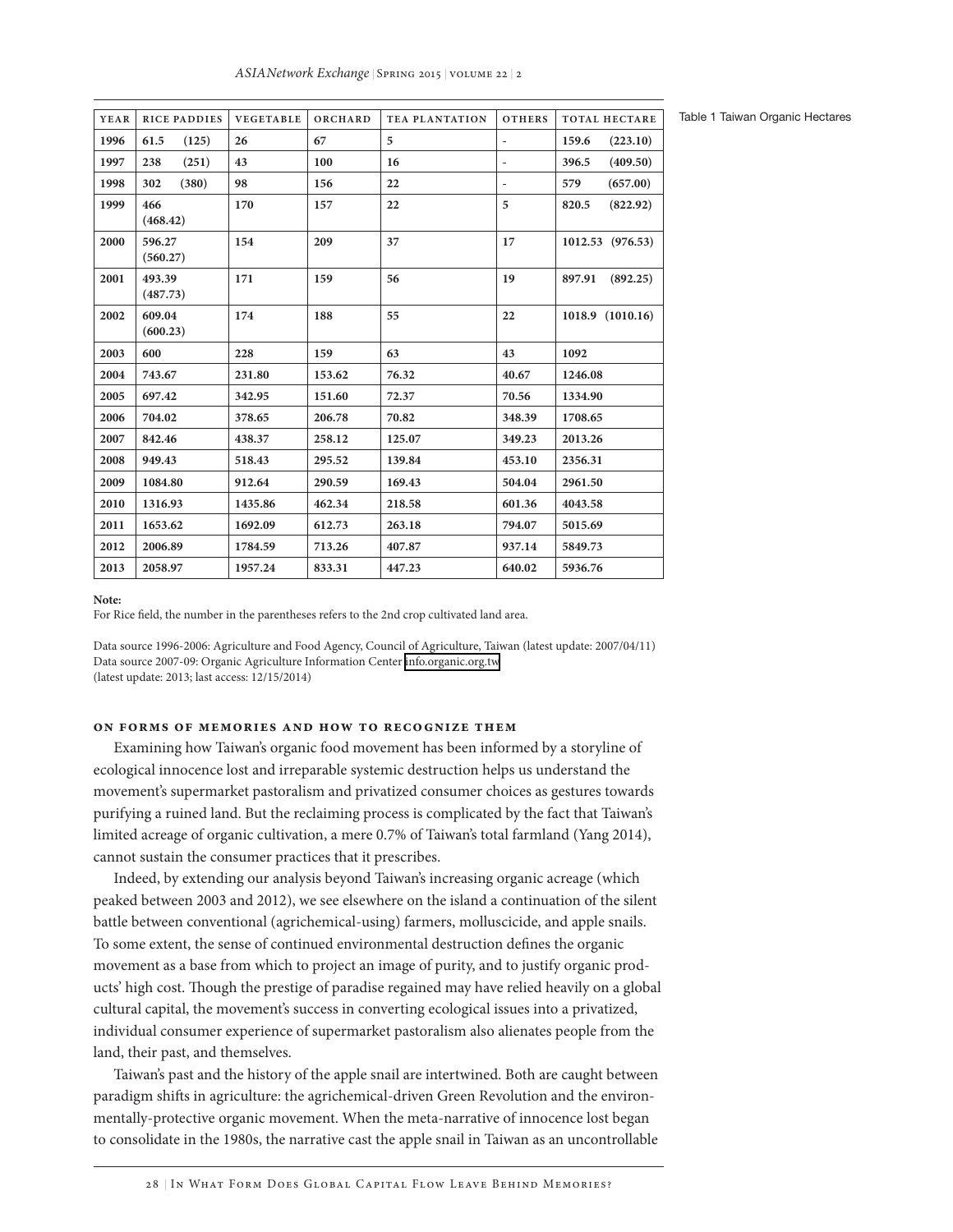Table 1 Taiwan Organic Hectares

| YEAR | RICE PADDIES | VEGETABLE | ORCHARD | TEA PLANTATION | OTHERS | TOTAL HECTARE |
|---|---|---|---|---|---|---|
| **1996** | **61.5 (125)** | **26** | **67** | **5** | - | **159.6 (223.10)** |
| **1997** | **238 (251)** | **43** | **100** | **16** | - | **396.5 (409.50)** |
| **1998** | **302 (380)** | **98** | **156** | **22** | - | **579 (657.00)** |
| **1999** | **466 (468.42)** | **170** | **157** | **22** | **5** | **820.5 (822.92)** |
| **2000** | **596.27 (560.27)** | **154** | **209** | **37** | **17** | **1012.53 (976.53)** |
| **2001** | **493.39 (487.73)** | **171** | **159** | **56** | **19** | **897.91 (892.25)** |
| **2002** | **609.04 (600.23)** | **174** | **188** | **55** | **22** | **1018.9 (1010.16)** |
| **2003** | **600** | **228** | **159** | **63** | **43** | **1092** |
| **2004** | **743.67** | **231.80** | **153.62** | **76.32** | **40.67** | **1246.08** |
| **2005** | **697.42** | **342.95** | **151.60** | **72.37** | **70.56** | **1334.90** |
| **2006** | **704.02** | **378.65** | **206.78** | **70.82** | **348.39** | **1708.65** |
| **2007** | **842.46** | **438.37** | **258.12** | **125.07** | **349.23** | **2013.26** |
| **2008** | **949.43** | **518.43** | **295.52** | **139.84** | **453.10** | **2356.31** |
| **2009** | **1084.80** | **912.64** | **290.59** | **169.43** | **504.04** | **2961.50** |
| **2010** | **1316.93** | **1435.86** | **462.34** | **218.58** | **601.36** | **4043.58** |
| **2011** | **1653.62** | **1692.09** | **612.73** | **263.18** | **794.07** | **5015.69** |
| **2012** | **2006.89** | **1784.59** | **713.26** | **407.87** | **937.14** | **5849.73** |
| **2013** | **2058.97** | **1957.24** | **833.31** | **447.23** | **640.02** | **5936.76** |

**Note:**
For Rice field, the number in the parentheses refers to the 2nd crop cultivated land area.

Data source 1996-2006: Agriculture and Food Agency, Council of Agriculture, Taiwan (latest update: 2007/04/11)
Data source 2007-09: Organic Agriculture Information Center info.organic.org.tw
(latest update: 2013; last access: 12/15/2014)

### ON FORMS OF MEMORIES AND HOW TO RECOGNIZE THEM

Examining how Taiwan's organic food movement has been informed by a storyline of ecological innocence lost and irreparable systemic destruction helps us understand the movement's supermarket pastoralism and privatized consumer choices as gestures towards purifying a ruined land. But the reclaiming process is complicated by the fact that Taiwan's limited acreage of organic cultivation, a mere 0.7% of Taiwan's total farmland (Yang 2014), cannot sustain the consumer practices that it prescribes.

Indeed, by extending our analysis beyond Taiwan's increasing organic acreage (which peaked between 2003 and 2012), we see elsewhere on the island a continuation of the silent battle between conventional (agrichemical-using) farmers, molluscicide, and apple snails. To some extent, the sense of continued environmental destruction defines the organic movement as a base from which to project an image of purity, and to justify organic products' high cost. Though the prestige of paradise regained may have relied heavily on a global cultural capital, the movement's success in converting ecological issues into a privatized, individual consumer experience of supermarket pastoralism also alienates people from the land, their past, and themselves.

Taiwan's past and the history of the apple snail are intertwined. Both are caught between paradigm shifts in agriculture: the agrichemical-driven Green Revolution and the environmentally-protective organic movement. When the meta-narrative of innocence lost began to consolidate in the 1980s, the narrative cast the apple snail in Taiwan as an uncontrollable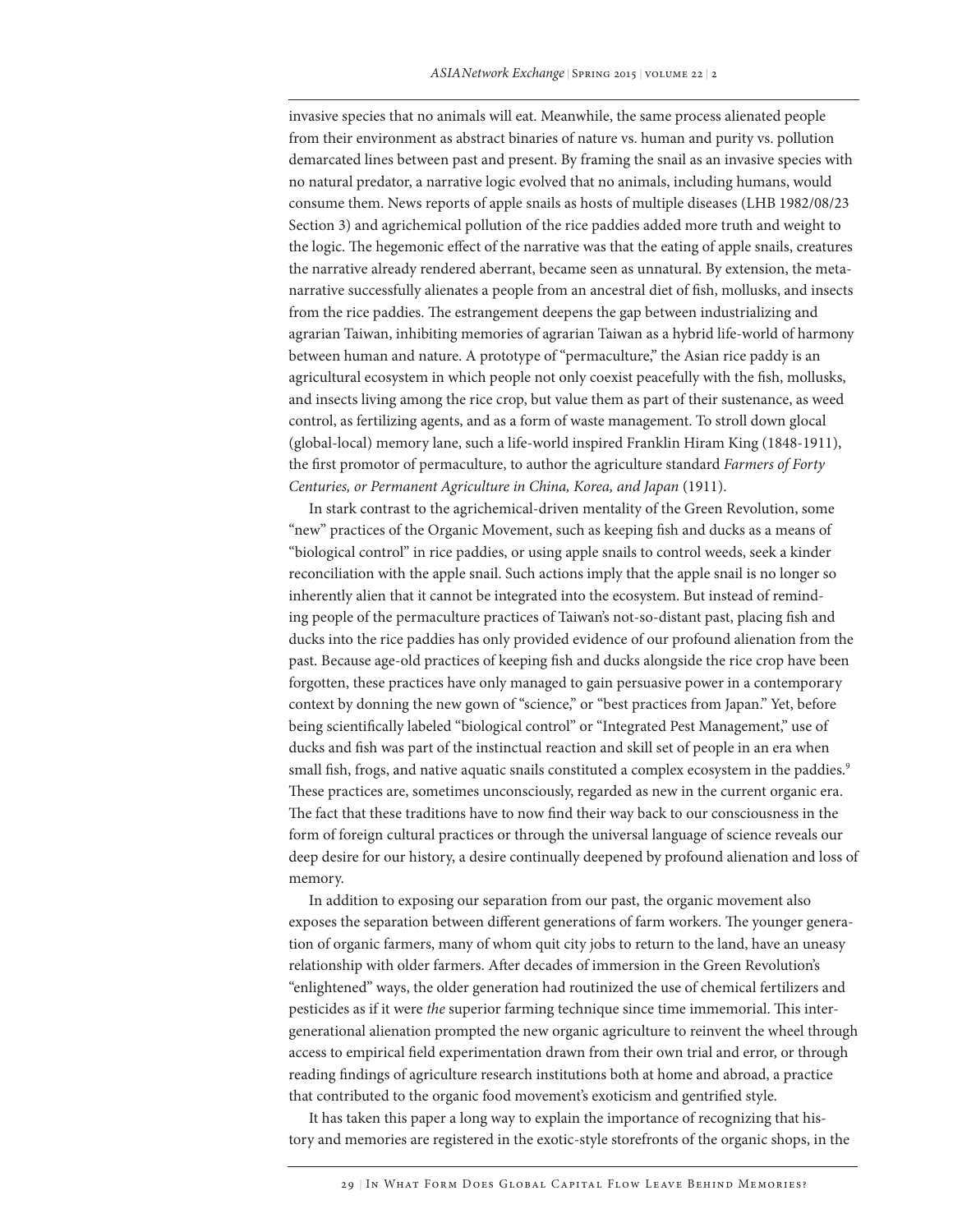invasive species that no animals will eat. Meanwhile, the same process alienated people from their environment as abstract binaries of nature vs. human and purity vs. pollution demarcated lines between past and present. By framing the snail as an invasive species with no natural predator, a narrative logic evolved that no animals, including humans, would consume them. News reports of apple snails as hosts of multiple diseases (LHB 1982/08/23 Section 3) and agrichemical pollution of the rice paddies added more truth and weight to the logic. The hegemonic effect of the narrative was that the eating of apple snails, creatures the narrative already rendered aberrant, became seen as unnatural. By extension, the meta-narrative successfully alienates a people from an ancestral diet of fish, mollusks, and insects from the rice paddies. The estrangement deepens the gap between industrializing and agrarian Taiwan, inhibiting memories of agrarian Taiwan as a hybrid life-world of harmony between human and nature. A prototype of "permaculture," the Asian rice paddy is an agricultural ecosystem in which people not only coexist peacefully with the fish, mollusks, and insects living among the rice crop, but value them as part of their sustenance, as weed control, as fertilizing agents, and as a form of waste management. To stroll down glocal (global-local) memory lane, such a life-world inspired Franklin Hiram King (1848-1911), the first promotor of permaculture, to author the agriculture standard *Farmers of Forty Centuries, or Permanent Agriculture in China, Korea, and Japan* (1911).

In stark contrast to the agrichemical-driven mentality of the Green Revolution, some "new" practices of the Organic Movement, such as keeping fish and ducks as a means of "biological control" in rice paddies, or using apple snails to control weeds, seek a kinder reconciliation with the apple snail. Such actions imply that the apple snail is no longer so inherently alien that it cannot be integrated into the ecosystem. But instead of reminding people of the permaculture practices of Taiwan's not-so-distant past, placing fish and ducks into the rice paddies has only provided evidence of our profound alienation from the past. Because age-old practices of keeping fish and ducks alongside the rice crop have been forgotten, these practices have only managed to gain persuasive power in a contemporary context by donning the new gown of "science," or "best practices from Japan." Yet, before being scientifically labeled "biological control" or "Integrated Pest Management," use of ducks and fish was part of the instinctual reaction and skill set of people in an era when small fish, frogs, and native aquatic snails constituted a complex ecosystem in the paddies.[9] These practices are, sometimes unconsciously, regarded as new in the current organic era. The fact that these traditions have to now find their way back to our consciousness in the form of foreign cultural practices or through the universal language of science reveals our deep desire for our history, a desire continually deepened by profound alienation and loss of memory.

In addition to exposing our separation from our past, the organic movement also exposes the separation between different generations of farm workers. The younger generation of organic farmers, many of whom quit city jobs to return to the land, have an uneasy relationship with older farmers. After decades of immersion in the Green Revolution's "enlightened" ways, the older generation had routinized the use of chemical fertilizers and pesticides as if it were *the* superior farming technique since time immemorial. This inter-generational alienation prompted the new organic agriculture to reinvent the wheel through access to empirical field experimentation drawn from their own trial and error, or through reading findings of agriculture research institutions both at home and abroad, a practice that contributed to the organic food movement's exoticism and gentrified style.

It has taken this paper a long way to explain the importance of recognizing that history and memories are registered in the exotic-style storefronts of the organic shops, in the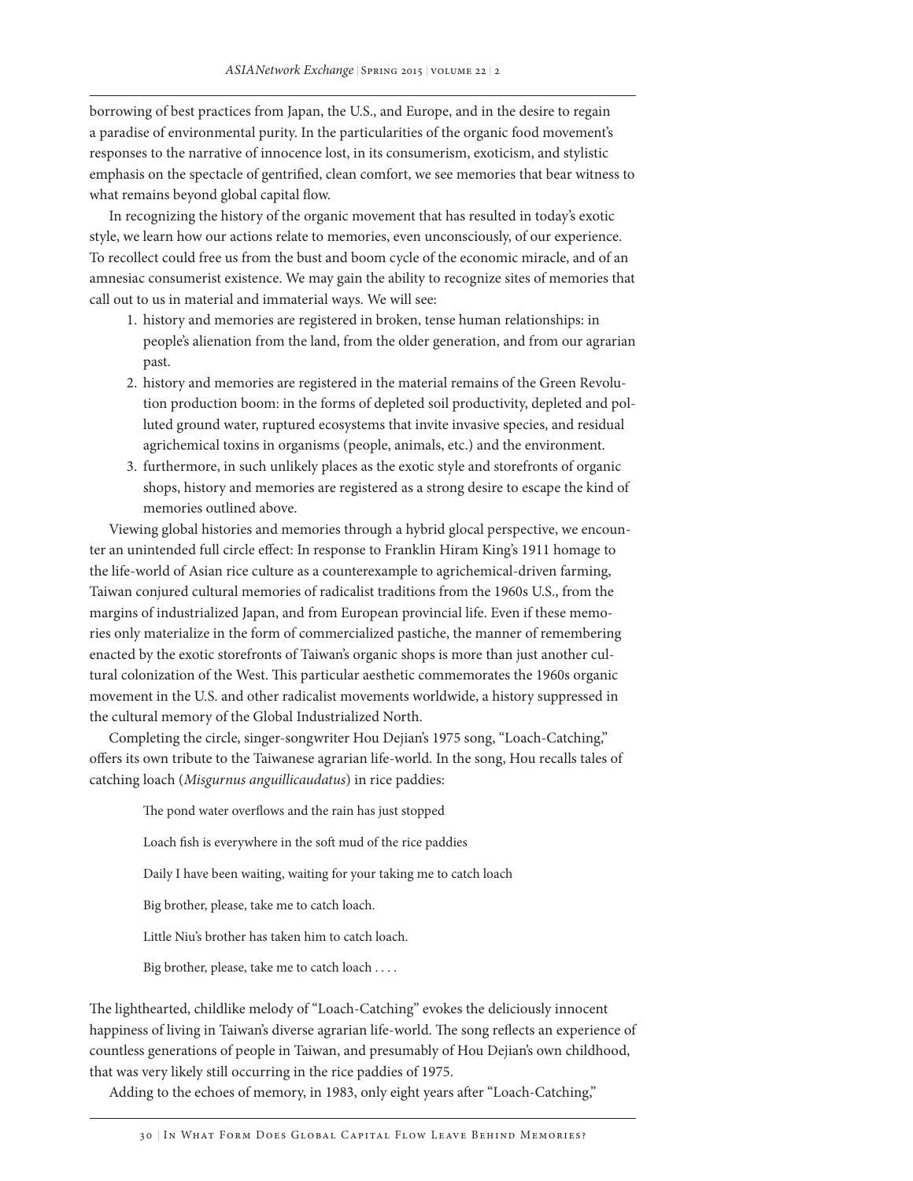borrowing of best practices from Japan, the U.S., and Europe, and in the desire to regain a paradise of environmental purity. In the particularities of the organic food movement's responses to the narrative of innocence lost, in its consumerism, exoticism, and stylistic emphasis on the spectacle of gentrified, clean comfort, we see memories that bear witness to what remains beyond global capital flow.

In recognizing the history of the organic movement that has resulted in today's exotic style, we learn how our actions relate to memories, even unconsciously, of our experience. To recollect could free us from the bust and boom cycle of the economic miracle, and of an amnesiac consumerist existence. We may gain the ability to recognize sites of memories that call out to us in material and immaterial ways. We will see:

1. history and memories are registered in broken, tense human relationships: in people's alienation from the land, from the older generation, and from our agrarian past.
2. history and memories are registered in the material remains of the Green Revolution production boom: in the forms of depleted soil productivity, depleted and polluted ground water, ruptured ecosystems that invite invasive species, and residual agrichemical toxins in organisms (people, animals, etc.) and the environment.
3. furthermore, in such unlikely places as the exotic style and storefronts of organic shops, history and memories are registered as a strong desire to escape the kind of memories outlined above.

Viewing global histories and memories through a hybrid glocal perspective, we encounter an unintended full circle effect: In response to Franklin Hiram King's 1911 homage to the life-world of Asian rice culture as a counterexample to agrichemical-driven farming, Taiwan conjured cultural memories of radicalist traditions from the 1960s U.S., from the margins of industrialized Japan, and from European provincial life. Even if these memories only materialize in the form of commercialized pastiche, the manner of remembering enacted by the exotic storefronts of Taiwan's organic shops is more than just another cultural colonization of the West. This particular aesthetic commemorates the 1960s organic movement in the U.S. and other radicalist movements worldwide, a history suppressed in the cultural memory of the Global Industrialized North.

Completing the circle, singer-songwriter Hou Dejian's 1975 song, "Loach-Catching," offers its own tribute to the Taiwanese agrarian life-world. In the song, Hou recalls tales of catching loach (*Misgurnus anguillicaudatus*) in rice paddies:

> The pond water overflows and the rain has just stopped
>
> Loach fish is everywhere in the soft mud of the rice paddies
>
> Daily I have been waiting, waiting for your taking me to catch loach
>
> Big brother, please, take me to catch loach.
>
> Little Niu's brother has taken him to catch loach.
>
> Big brother, please, take me to catch loach . . . .

The lighthearted, childlike melody of "Loach-Catching" evokes the deliciously innocent happiness of living in Taiwan's diverse agrarian life-world. The song reflects an experience of countless generations of people in Taiwan, and presumably of Hou Dejian's own childhood, that was very likely still occurring in the rice paddies of 1975.

Adding to the echoes of memory, in 1983, only eight years after "Loach-Catching,"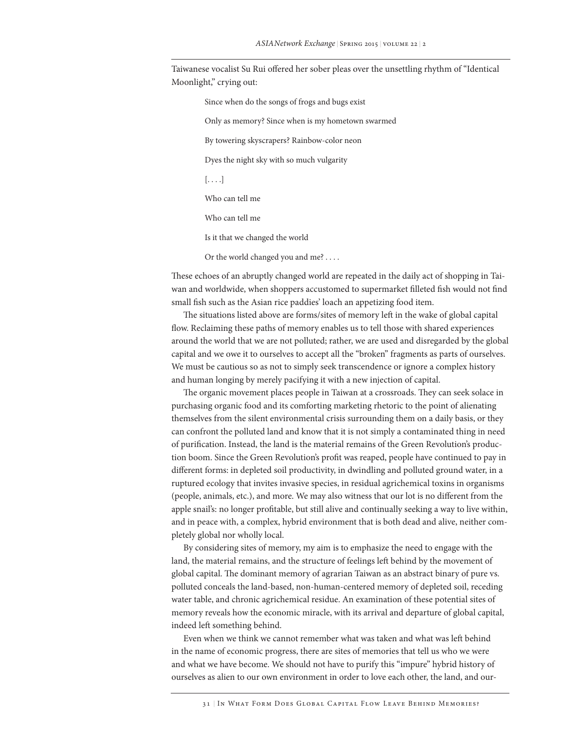Taiwanese vocalist Su Rui offered her sober pleas over the unsettling rhythm of "Identical Moonlight," crying out:

> Since when do the songs of frogs and bugs exist
>
> Only as memory? Since when is my hometown swarmed
>
> By towering skyscrapers? Rainbow-color neon
>
> Dyes the night sky with so much vulgarity
>
> [. . . .]
>
> Who can tell me
>
> Who can tell me
>
> Is it that we changed the world
>
> Or the world changed you and me? . . . .

These echoes of an abruptly changed world are repeated in the daily act of shopping in Taiwan and worldwide, when shoppers accustomed to supermarket filleted fish would not find small fish such as the Asian rice paddies' loach an appetizing food item.

The situations listed above are forms/sites of memory left in the wake of global capital flow. Reclaiming these paths of memory enables us to tell those with shared experiences around the world that we are not polluted; rather, we are used and disregarded by the global capital and we owe it to ourselves to accept all the "broken" fragments as parts of ourselves. We must be cautious so as not to simply seek transcendence or ignore a complex history and human longing by merely pacifying it with a new injection of capital.

The organic movement places people in Taiwan at a crossroads. They can seek solace in purchasing organic food and its comforting marketing rhetoric to the point of alienating themselves from the silent environmental crisis surrounding them on a daily basis, or they can confront the polluted land and know that it is not simply a contaminated thing in need of purification. Instead, the land is the material remains of the Green Revolution's production boom. Since the Green Revolution's profit was reaped, people have continued to pay in different forms: in depleted soil productivity, in dwindling and polluted ground water, in a ruptured ecology that invites invasive species, in residual agrichemical toxins in organisms (people, animals, etc.), and more. We may also witness that our lot is no different from the apple snail's: no longer profitable, but still alive and continually seeking a way to live within, and in peace with, a complex, hybrid environment that is both dead and alive, neither completely global nor wholly local.

By considering sites of memory, my aim is to emphasize the need to engage with the land, the material remains, and the structure of feelings left behind by the movement of global capital. The dominant memory of agrarian Taiwan as an abstract binary of pure vs. polluted conceals the land-based, non-human-centered memory of depleted soil, receding water table, and chronic agrichemical residue. An examination of these potential sites of memory reveals how the economic miracle, with its arrival and departure of global capital, indeed left something behind.

Even when we think we cannot remember what was taken and what was left behind in the name of economic progress, there are sites of memories that tell us who we were and what we have become. We should not have to purify this "impure" hybrid history of ourselves as alien to our own environment in order to love each other, the land, and our-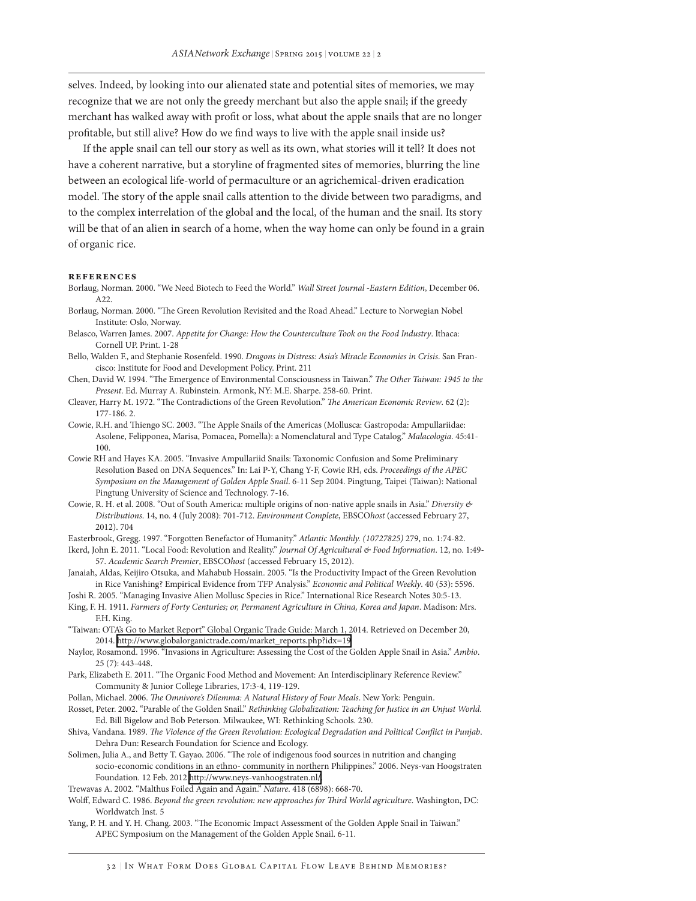selves. Indeed, by looking into our alienated state and potential sites of memories, we may recognize that we are not only the greedy merchant but also the apple snail; if the greedy merchant has walked away with profit or loss, what about the apple snails that are no longer profitable, but still alive? How do we find ways to live with the apple snail inside us?

If the apple snail can tell our story as well as its own, what stories will it tell? It does not have a coherent narrative, but a storyline of fragmented sites of memories, blurring the line between an ecological life-world of permaculture or an agrichemical-driven eradication model. The story of the apple snail calls attention to the divide between two paradigms, and to the complex interrelation of the global and the local, of the human and the snail. Its story will be that of an alien in search of a home, when the way home can only be found in a grain of organic rice.

## References

Borlaug, Norman. 2000. "We Need Biotech to Feed the World." *Wall Street Journal -Eastern Edition*, December 06. A22.

Borlaug, Norman. 2000. "The Green Revolution Revisited and the Road Ahead." Lecture to Norwegian Nobel Institute: Oslo, Norway.

Belasco, Warren James. 2007. *Appetite for Change: How the Counterculture Took on the Food Industry*. Ithaca: Cornell UP. Print. 1-28

Bello, Walden F., and Stephanie Rosenfeld. 1990. *Dragons in Distress: Asia's Miracle Economies in Crisis*. San Francisco: Institute for Food and Development Policy. Print. 211

Chen, David W. 1994. "The Emergence of Environmental Consciousness in Taiwan." *The Other Taiwan: 1945 to the Present*. Ed. Murray A. Rubinstein. Armonk, NY: M.E. Sharpe. 258-60. Print.

Cleaver, Harry M. 1972. "The Contradictions of the Green Revolution." *The American Economic Review*. 62 (2): 177-186. 2.

Cowie, R.H. and Thiengo SC. 2003. "The Apple Snails of the Americas (Mollusca: Gastropoda: Ampullariidae: Asolene, Felipponea, Marisa, Pomacea, Pomella): a Nomenclatural and Type Catalog." *Malacologia*. 45:41-100.

Cowie RH and Hayes KA. 2005. "Invasive Ampullariid Snails: Taxonomic Confusion and Some Preliminary Resolution Based on DNA Sequences." In: Lai P-Y, Chang Y-F, Cowie RH, eds. *Proceedings of the APEC Symposium on the Management of Golden Apple Snail*. 6-11 Sep 2004. Pingtung, Taipei (Taiwan): National Pingtung University of Science and Technology. 7-16.

Cowie, R. H. et al. 2008. "Out of South America: multiple origins of non-native apple snails in Asia." *Diversity & Distributions*. 14, no. 4 (July 2008): 701-712. *Environment Complete*, EBSCO*host* (accessed February 27, 2012). 704

Easterbrook, Gregg. 1997. "Forgotten Benefactor of Humanity." *Atlantic Monthly. (10727825)* 279, no. 1:74-82.

Ikerd, John E. 2011. "Local Food: Revolution and Reality." *Journal Of Agricultural & Food Information*. 12, no. 1:49-57. *Academic Search Premier*, EBSCO*host* (accessed February 15, 2012).

Janaiah, Aldas, Keijiro Otsuka, and Mahabub Hossain. 2005. "Is the Productivity Impact of the Green Revolution in Rice Vanishing? Empirical Evidence from TFP Analysis." *Economic and Political Weekly*. 40 (53): 5596.

Joshi R. 2005. "Managing Invasive Alien Mollusc Species in Rice." International Rice Research Notes 30:5-13.

King, F. H. 1911. *Farmers of Forty Centuries; or, Permanent Agriculture in China, Korea and Japan*. Madison: Mrs. F.H. King.

"Taiwan: OTA's Go to Market Report" Global Organic Trade Guide: March 1, 2014. Retrieved on December 20, 2014. http://www.globalorganictrade.com/market_reports.php?idx=19

Naylor, Rosamond. 1996. "Invasions in Agriculture: Assessing the Cost of the Golden Apple Snail in Asia." *Ambio*. 25 (7): 443-448.

Park, Elizabeth E. 2011. "The Organic Food Method and Movement: An Interdisciplinary Reference Review." Community & Junior College Libraries, 17:3-4, 119-129.

Pollan, Michael. 2006. *The Omnivore's Dilemma: A Natural History of Four Meals*. New York: Penguin.

Rosset, Peter. 2002. "Parable of the Golden Snail." *Rethinking Globalization: Teaching for Justice in an Unjust World*. Ed. Bill Bigelow and Bob Peterson. Milwaukee, WI: Rethinking Schools. 230.

Shiva, Vandana. 1989. *The Violence of the Green Revolution: Ecological Degradation and Political Conflict in Punjab*. Dehra Dun: Research Foundation for Science and Ecology.

Solimen, Julia A., and Betty T. Gayao. 2006. "The role of indigenous food sources in nutrition and changing socio-economic conditions in an ethno- community in northern Philippines." 2006. Neys-van Hoogstraten Foundation. 12 Feb. 2012 http://www.neys-vanhoogstraten.nl/.

Trewavas A. 2002. "Malthus Foiled Again and Again." *Nature*. 418 (6898): 668-70.

Wolff, Edward C. 1986. *Beyond the green revolution: new approaches for Third World agriculture*. Washington, DC: Worldwatch Inst. 5

Yang, P. H. and Y. H. Chang. 2003. "The Economic Impact Assessment of the Golden Apple Snail in Taiwan." APEC Symposium on the Management of the Golden Apple Snail. 6-11.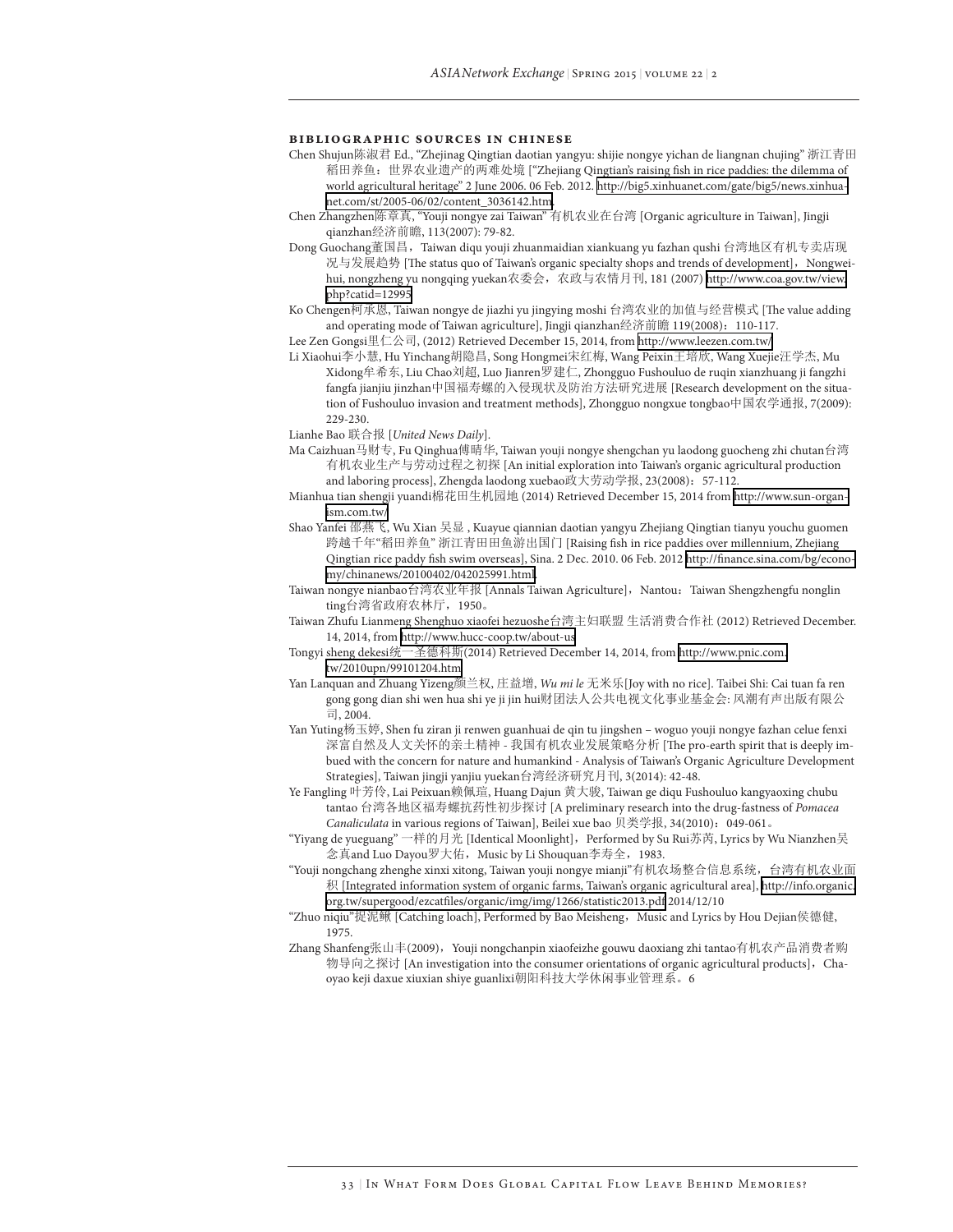## BIBLIOGRAPHIC SOURCES IN CHINESE

Chen Shujun陈淑君 Ed., "Zhejinag Qingtian daotian yangyu: shijie nongye yichan de liangnan chujing" 浙江青田稻田养鱼：世界农业遗产的两难处境 ["Zhejiang Qingtian's raising fish in rice paddies: the dilemma of world agricultural heritage" 2 June 2006. 06 Feb. 2012. http://big5.xinhuanet.com/gate/big5/news.xinhuanet.com/st/2005-06/02/content_3036142.htm.

Chen Zhangzhen陈章真, "Youji nongye zai Taiwan" 有机农业在台湾 [Organic agriculture in Taiwan], Jingji qianzhan经济前瞻, 113(2007): 79-82.

Dong Guochang董国昌，Taiwan diqu youji zhuanmaidian xiankuang yu fazhan qushi 台湾地区有机专卖店现况与发展趋势 [The status quo of Taiwan's organic specialty shops and trends of development]，Nongweihui, nongzheng yu nongqing yuekan农委会，农政与农情月刊, 181 (2007) http://www.coa.gov.tw/view.php?catid=12995

Ko Chengen柯承恩, Taiwan nongye de jiazhi yu jingying moshi 台湾农业的加值与经营模式 [The value adding and operating mode of Taiwan agriculture], Jingji qianzhan经济前瞻 119(2008)：110-117.

Lee Zen Gongsi里仁公司, (2012) Retrieved December 15, 2014, from http://www.leezen.com.tw/

Li Xiaohui李小慧, Hu Yinchang胡隐昌, Song Hongmei宋红梅, Wang Peixin王培欣, Wang Xuejie汪学杰, Mu Xidong牟希东, Liu Chao刘超, Luo Jianren罗建仁, Zhongguo Fushouluo de ruqin xianzhuang ji fangzhi fangfa jianjiu jinzhan中国福寿螺的入侵现状及防治方法研究进展 [Research development on the situation of Fushouluo invasion and treatment methods], Zhongguo nongxue tongbao中国农学通报, 7(2009): 229-230.

Lianhe Bao 联合报 [*United News Daily*].

Ma Caizhuan马财专, Fu Qinghua傅晴华, Taiwan youji nongye shengchan yu laodong guocheng zhi chutan台湾有机农业生产与劳动过程之初探 [An initial exploration into Taiwan's organic agricultural production and laboring process], Zhengda laodong xuebao政大劳动学报, 23(2008)：57-112.

Mianhua tian shengji yuandi棉花田生机园地 (2014) Retrieved December 15, 2014 from http://www.sun-organism.com.tw/

Shao Yanfei 邵燕飞, Wu Xian 吴显 , Kuayue qiannian daotian yangyu Zhejiang Qingtian tianyu youchu guomen 跨越千年"稻田养鱼" 浙江青田田鱼游出国门 [Raising fish in rice paddies over millennium, Zhejiang Qingtian rice paddy fish swim overseas], Sina. 2 Dec. 2010. 06 Feb. 2012 http://finance.sina.com/bg/economy/chinanews/20100402/042025991.html.

Taiwan nongye nianbao台湾农业年报 [Annals Taiwan Agriculture]，Nantou：Taiwan Shengzhengfu nonglin ting台湾省政府农林厅，1950。

Taiwan Zhufu Lianmeng Shenghuo xiaofei hezuoshe台湾主妇联盟 生活消费合作社 (2012) Retrieved December. 14, 2014, from http://www.hucc-coop.tw/about-us

Tongyi sheng dekesi统一圣德科斯(2014) Retrieved December 14, 2014, from http://www.pnic.com.tw/2010upn/99101204.htm

Yan Lanquan and Zhuang Yizeng颜兰权, 庄益增, *Wu mi le* 无米乐[Joy with no rice]. Taibei Shi: Cai tuan fa ren gong gong dian shi wen hua shi ye ji jin hui财团法人公共电视文化事业基金会: 风潮有声出版有限公司, 2004.

Yan Yuting杨玉婷, Shen fu ziran ji renwen guanhuai de qin tu jingshen – woguo youji nongye fazhan celue fenxi 深富自然及人文关怀的亲土精神 - 我国有机农业发展策略分析 [The pro-earth spirit that is deeply imbued with the concern for nature and humankind - Analysis of Taiwan's Organic Agriculture Development Strategies], Taiwan jingji yanjiu yuekan台湾经济研究月刊, 3(2014): 42-48.

Ye Fangling 叶芳伶, Lai Peixuan赖佩瑄, Huang Dajun 黄大骏, Taiwan ge diqu Fushouluo kangyaoxing chubu tantao 台湾各地区福寿螺抗药性初步探讨 [A preliminary research into the drug-fastness of *Pomacea Canaliculata* in various regions of Taiwan], Beilei xue bao 贝类学报, 34(2010)：049-061。

"Yiyang de yueguang" 一样的月光 [Identical Moonlight]，Performed by Su Rui苏芮, Lyrics by Wu Nianzhen吴念真and Luo Dayou罗大佑，Music by Li Shouquan李寿全，1983.

"Youji nongchang zhenghe xinxi xitong, Taiwan youji nongye mianji"有机农场整合信息系统，台湾有机农业面积 [Integrated information system of organic farms, Taiwan's organic agricultural area], http://info.organic.org.tw/supergood/ezcatfiles/organic/img/img/1266/statistic2013.pdf 2014/12/10

"Zhuo niqiu"捉泥鳅 [Catching loach], Performed by Bao Meisheng，Music and Lyrics by Hou Dejian侯德健, 1975.

Zhang Shanfeng张山丰(2009)，Youji nongchanpin xiaofeizhe gouwu daoxiang zhi tantao有机农产品消费者购物导向之探讨 [An investigation into the consumer orientations of organic agricultural products]，Chaoyao keji daxue xiuxian shiye guanlixi朝阳科技大学休闲事业管理系。6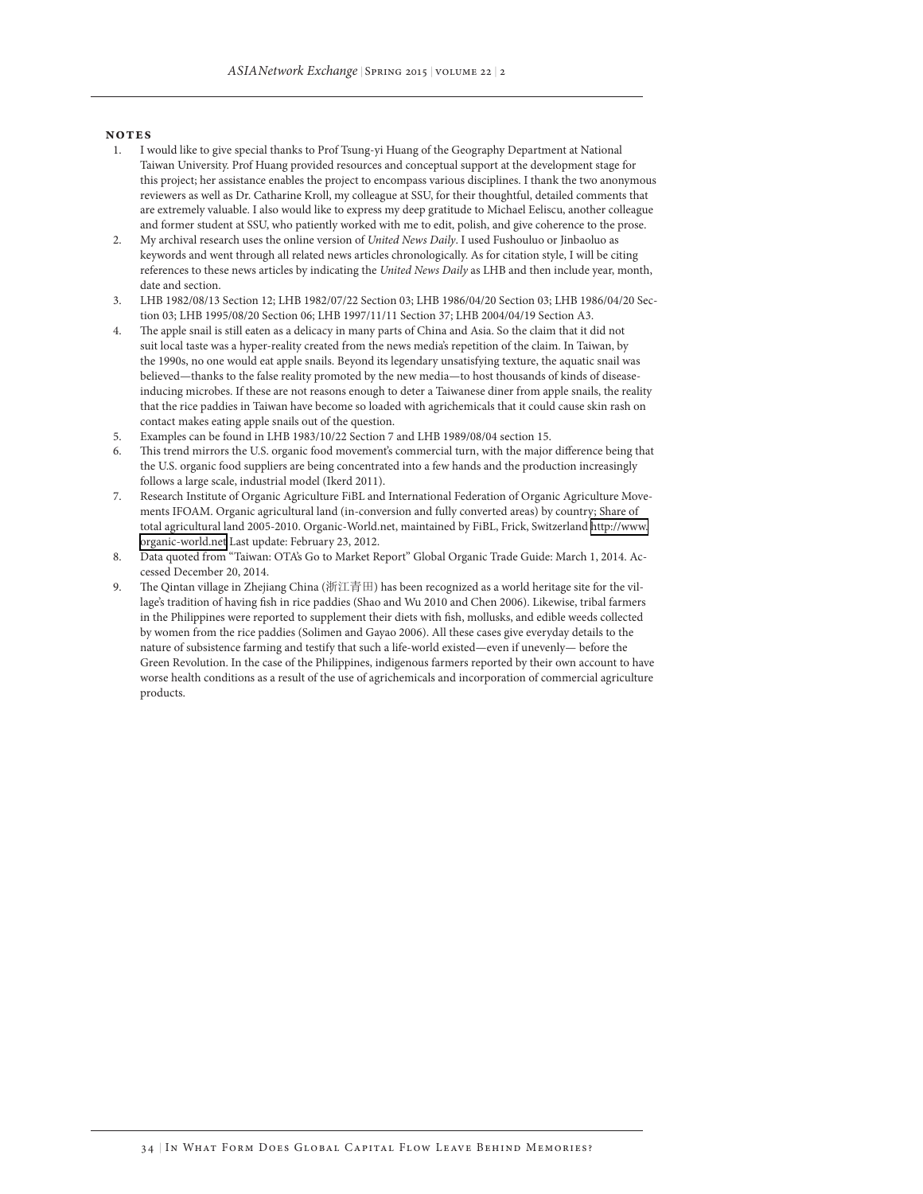## NOTES

1. I would like to give special thanks to Prof Tsung-yi Huang of the Geography Department at National Taiwan University. Prof Huang provided resources and conceptual support at the development stage for this project; her assistance enables the project to encompass various disciplines. I thank the two anonymous reviewers as well as Dr. Catharine Kroll, my colleague at SSU, for their thoughtful, detailed comments that are extremely valuable. I also would like to express my deep gratitude to Michael Eeliscu, another colleague and former student at SSU, who patiently worked with me to edit, polish, and give coherence to the prose.
2. My archival research uses the online version of *United News Daily*. I used Fushouluo or Jinbaoluo as keywords and went through all related news articles chronologically. As for citation style, I will be citing references to these news articles by indicating the *United News Daily* as LHB and then include year, month, date and section.
3. LHB 1982/08/13 Section 12; LHB 1982/07/22 Section 03; LHB 1986/04/20 Section 03; LHB 1986/04/20 Section 03; LHB 1995/08/20 Section 06; LHB 1997/11/11 Section 37; LHB 2004/04/19 Section A3.
4. The apple snail is still eaten as a delicacy in many parts of China and Asia. So the claim that it did not suit local taste was a hyper-reality created from the news media's repetition of the claim. In Taiwan, by the 1990s, no one would eat apple snails. Beyond its legendary unsatisfying texture, the aquatic snail was believed—thanks to the false reality promoted by the new media—to host thousands of kinds of disease-inducing microbes. If these are not reasons enough to deter a Taiwanese diner from apple snails, the reality that the rice paddies in Taiwan have become so loaded with agrichemicals that it could cause skin rash on contact makes eating apple snails out of the question.
5. Examples can be found in LHB 1983/10/22 Section 7 and LHB 1989/08/04 section 15.
6. This trend mirrors the U.S. organic food movement's commercial turn, with the major difference being that the U.S. organic food suppliers are being concentrated into a few hands and the production increasingly follows a large scale, industrial model (Ikerd 2011).
7. Research Institute of Organic Agriculture FiBL and International Federation of Organic Agriculture Movements IFOAM. Organic agricultural land (in-conversion and fully converted areas) by country; Share of total agricultural land 2005-2010. Organic-World.net, maintained by FiBL, Frick, Switzerland http://www.organic-world.net Last update: February 23, 2012.
8. Data quoted from "Taiwan: OTA's Go to Market Report" Global Organic Trade Guide: March 1, 2014. Accessed December 20, 2014.
9. The Qintan village in Zhejiang China (浙江青田) has been recognized as a world heritage site for the village's tradition of having fish in rice paddies (Shao and Wu 2010 and Chen 2006). Likewise, tribal farmers in the Philippines were reported to supplement their diets with fish, mollusks, and edible weeds collected by women from the rice paddies (Solimen and Gayao 2006). All these cases give everyday details to the nature of subsistence farming and testify that such a life-world existed—even if unevenly— before the Green Revolution. In the case of the Philippines, indigenous farmers reported by their own account to have worse health conditions as a result of the use of agrichemicals and incorporation of commercial agriculture products.